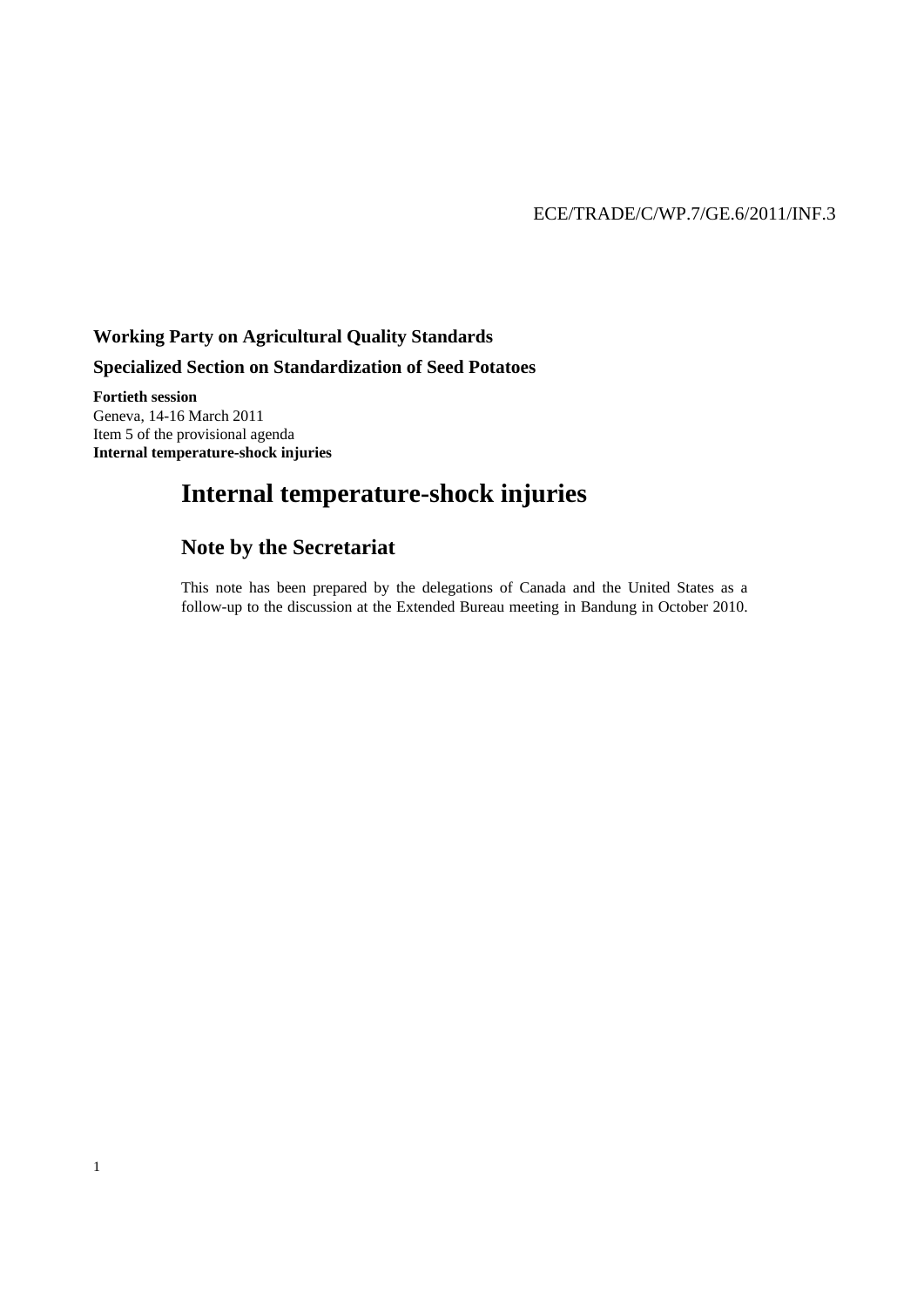ECE/TRADE/C/WP.7/GE.6/2011/INF.3

**Working Party on Agricultural Quality Standards**

**Specialized Section on Standardization of Seed Potatoes**

**Fortieth session**
Geneva, 14-16 March 2011
Item 5 of the provisional agenda
**Internal temperature-shock injuries**

# Internal temperature-shock injuries

## Note by the Secretariat

This note has been prepared by the delegations of Canada and the United States as a follow-up to the discussion at the Extended Bureau meeting in Bandung in October 2010.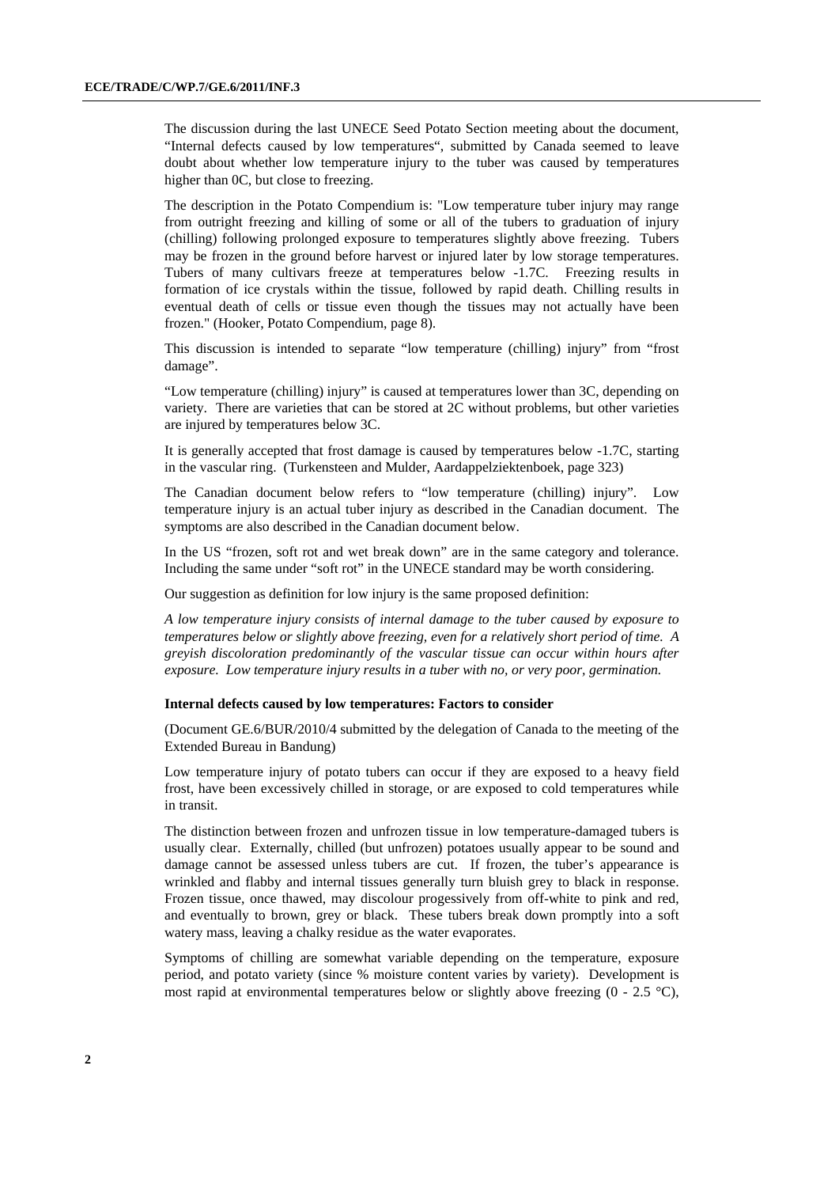The discussion during the last UNECE Seed Potato Section meeting about the document, "Internal defects caused by low temperatures", submitted by Canada seemed to leave doubt about whether low temperature injury to the tuber was caused by temperatures higher than 0C, but close to freezing.

The description in the Potato Compendium is: "Low temperature tuber injury may range from outright freezing and killing of some or all of the tubers to graduation of injury (chilling) following prolonged exposure to temperatures slightly above freezing. Tubers may be frozen in the ground before harvest or injured later by low storage temperatures. Tubers of many cultivars freeze at temperatures below -1.7C. Freezing results in formation of ice crystals within the tissue, followed by rapid death. Chilling results in eventual death of cells or tissue even though the tissues may not actually have been frozen." (Hooker, Potato Compendium, page 8).

This discussion is intended to separate "low temperature (chilling) injury" from "frost damage".

"Low temperature (chilling) injury" is caused at temperatures lower than 3C, depending on variety. There are varieties that can be stored at 2C without problems, but other varieties are injured by temperatures below 3C.

It is generally accepted that frost damage is caused by temperatures below -1.7C, starting in the vascular ring. (Turkensteen and Mulder, Aardappelziektenboek, page 323)

The Canadian document below refers to "low temperature (chilling) injury". Low temperature injury is an actual tuber injury as described in the Canadian document. The symptoms are also described in the Canadian document below.

In the US "frozen, soft rot and wet break down" are in the same category and tolerance. Including the same under "soft rot" in the UNECE standard may be worth considering.

Our suggestion as definition for low injury is the same proposed definition:

*A low temperature injury consists of internal damage to the tuber caused by exposure to temperatures below or slightly above freezing, even for a relatively short period of time. A greyish discoloration predominantly of the vascular tissue can occur within hours after exposure. Low temperature injury results in a tuber with no, or very poor, germination.*

**Internal defects caused by low temperatures: Factors to consider**

(Document GE.6/BUR/2010/4 submitted by the delegation of Canada to the meeting of the Extended Bureau in Bandung)

Low temperature injury of potato tubers can occur if they are exposed to a heavy field frost, have been excessively chilled in storage, or are exposed to cold temperatures while in transit.

The distinction between frozen and unfrozen tissue in low temperature-damaged tubers is usually clear. Externally, chilled (but unfrozen) potatoes usually appear to be sound and damage cannot be assessed unless tubers are cut. If frozen, the tuber's appearance is wrinkled and flabby and internal tissues generally turn bluish grey to black in response. Frozen tissue, once thawed, may discolour progessively from off-white to pink and red, and eventually to brown, grey or black. These tubers break down promptly into a soft watery mass, leaving a chalky residue as the water evaporates.

Symptoms of chilling are somewhat variable depending on the temperature, exposure period, and potato variety (since % moisture content varies by variety). Development is most rapid at environmental temperatures below or slightly above freezing (0 - 2.5 °C),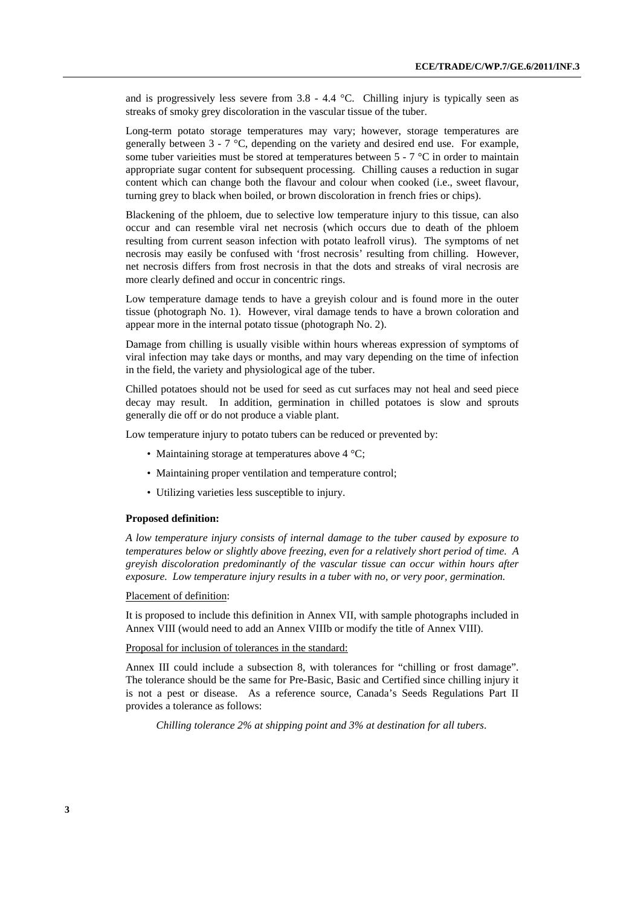and is progressively less severe from 3.8 - 4.4 °C. Chilling injury is typically seen as streaks of smoky grey discoloration in the vascular tissue of the tuber.

Long-term potato storage temperatures may vary; however, storage temperatures are generally between 3 - 7 °C, depending on the variety and desired end use. For example, some tuber varieities must be stored at temperatures between 5 - 7 °C in order to maintain appropriate sugar content for subsequent processing. Chilling causes a reduction in sugar content which can change both the flavour and colour when cooked (i.e., sweet flavour, turning grey to black when boiled, or brown discoloration in french fries or chips).

Blackening of the phloem, due to selective low temperature injury to this tissue, can also occur and can resemble viral net necrosis (which occurs due to death of the phloem resulting from current season infection with potato leafroll virus). The symptoms of net necrosis may easily be confused with 'frost necrosis' resulting from chilling. However, net necrosis differs from frost necrosis in that the dots and streaks of viral necrosis are more clearly defined and occur in concentric rings.

Low temperature damage tends to have a greyish colour and is found more in the outer tissue (photograph No. 1). However, viral damage tends to have a brown coloration and appear more in the internal potato tissue (photograph No. 2).

Damage from chilling is usually visible within hours whereas expression of symptoms of viral infection may take days or months, and may vary depending on the time of infection in the field, the variety and physiological age of the tuber.

Chilled potatoes should not be used for seed as cut surfaces may not heal and seed piece decay may result. In addition, germination in chilled potatoes is slow and sprouts generally die off or do not produce a viable plant.

Low temperature injury to potato tubers can be reduced or prevented by:

- Maintaining storage at temperatures above 4 °C;
- Maintaining proper ventilation and temperature control;
- Utilizing varieties less susceptible to injury.

**Proposed definition:**

*A low temperature injury consists of internal damage to the tuber caused by exposure to temperatures below or slightly above freezing, even for a relatively short period of time. A greyish discoloration predominantly of the vascular tissue can occur within hours after exposure. Low temperature injury results in a tuber with no, or very poor, germination.*

Placement of definition:

It is proposed to include this definition in Annex VII, with sample photographs included in Annex VIII (would need to add an Annex VIIIb or modify the title of Annex VIII).

Proposal for inclusion of tolerances in the standard:

Annex III could include a subsection 8, with tolerances for "chilling or frost damage". The tolerance should be the same for Pre-Basic, Basic and Certified since chilling injury it is not a pest or disease. As a reference source, Canada's Seeds Regulations Part II provides a tolerance as follows:

*Chilling tolerance 2% at shipping point and 3% at destination for all tubers.*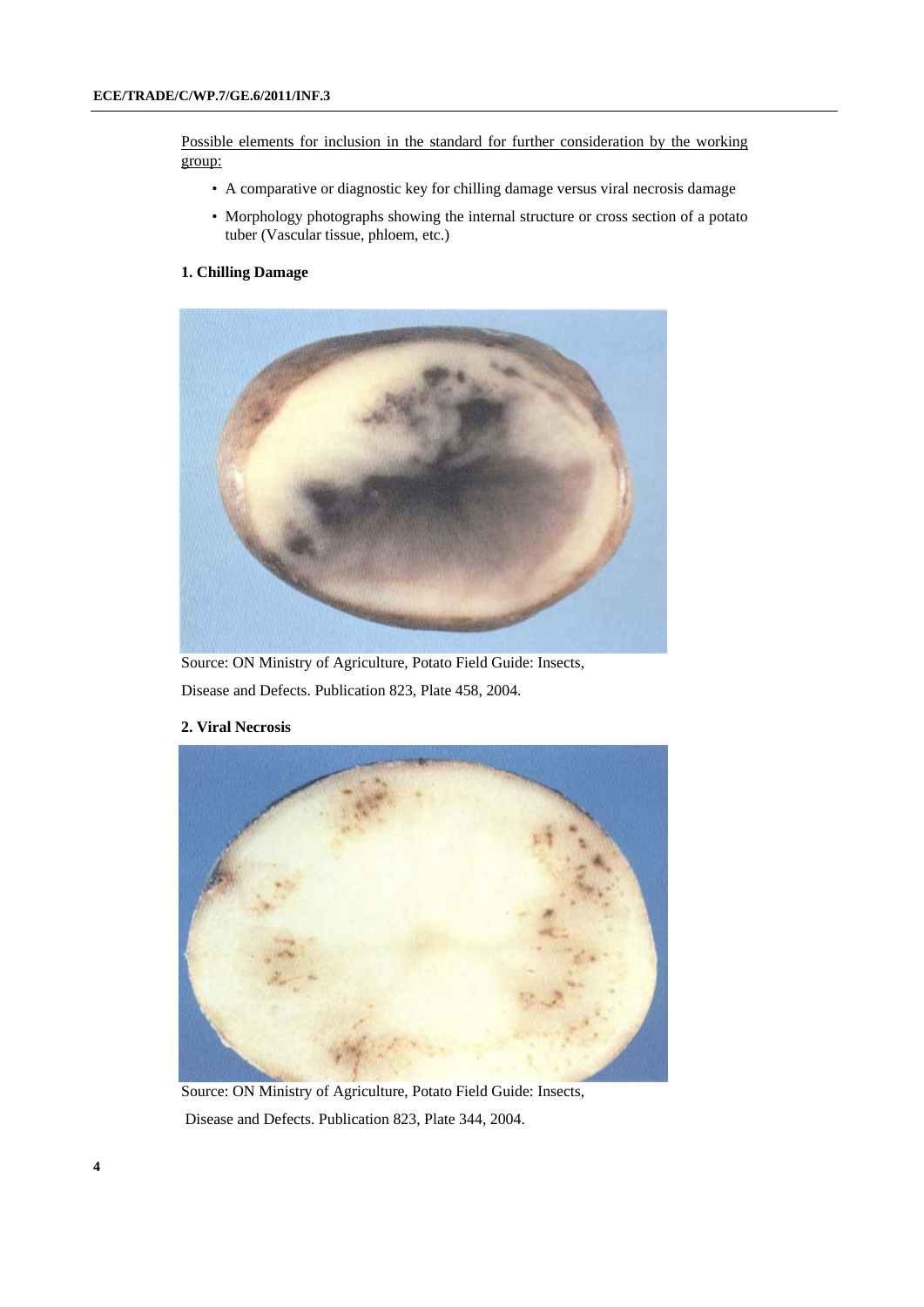<u>Possible elements for inclusion in the standard for further consideration by the working group:</u>

- A comparative or diagnostic key for chilling damage versus viral necrosis damage
- Morphology photographs showing the internal structure or cross section of a potato tuber (Vascular tissue, phloem, etc.)

**1. Chilling Damage**

Source: ON Ministry of Agriculture, Potato Field Guide: Insects, Disease and Defects. Publication 823, Plate 458, 2004.

**2. Viral Necrosis**

Source: ON Ministry of Agriculture, Potato Field Guide: Insects, Disease and Defects. Publication 823, Plate 344, 2004.